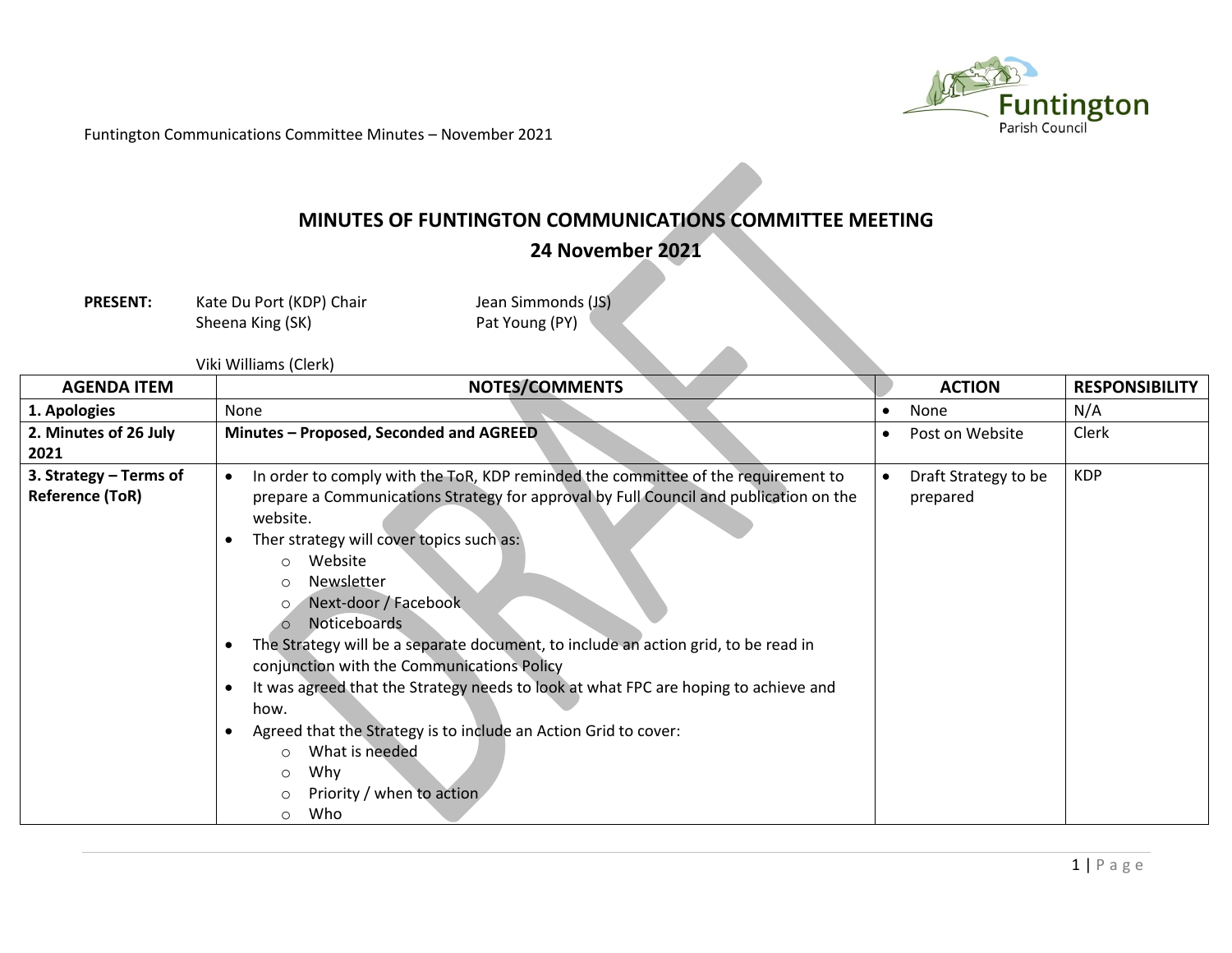Funtington Communications Committee Minutes – November 2021

## MINUTES OF FUNTINGTON COMMUNICATIONS COMMITTEE MEETING
## 24 November 2021

**PRESENT:**

Kate Du Port (KDP) Chair
Sheena King (SK)
Jean Simmonds (JS)
Pat Young (PY)

Viki Williams (Clerk)

| AGENDA ITEM | NOTES/COMMENTS | ACTION | RESPONSIBILITY |
|---|---|---|---|
| **1. Apologies** | None | • None | N/A |
| **2. Minutes of 26 July 2021** | **Minutes – Proposed, Seconded and AGREED** | • Post on Website | Clerk |
| **3. Strategy – Terms of Reference (ToR)** | • In order to comply with the ToR, KDP reminded the committee of the requirement to prepare a Communications Strategy for approval by Full Council and publication on the website.<br>• Ther strategy will cover topics such as:<br>  ○ Website<br>  ○ Newsletter<br>  ○ Next-door / Facebook<br>  ○ Noticeboards<br>• The Strategy will be a separate document, to include an action grid, to be read in conjunction with the Communications Policy<br>• It was agreed that the Strategy needs to look at what FPC are hoping to achieve and how.<br>• Agreed that the Strategy is to include an Action Grid to cover:<br>  ○ What is needed<br>  ○ Why<br>  ○ Priority / when to action<br>  ○ Who | • Draft Strategy to be prepared | KDP |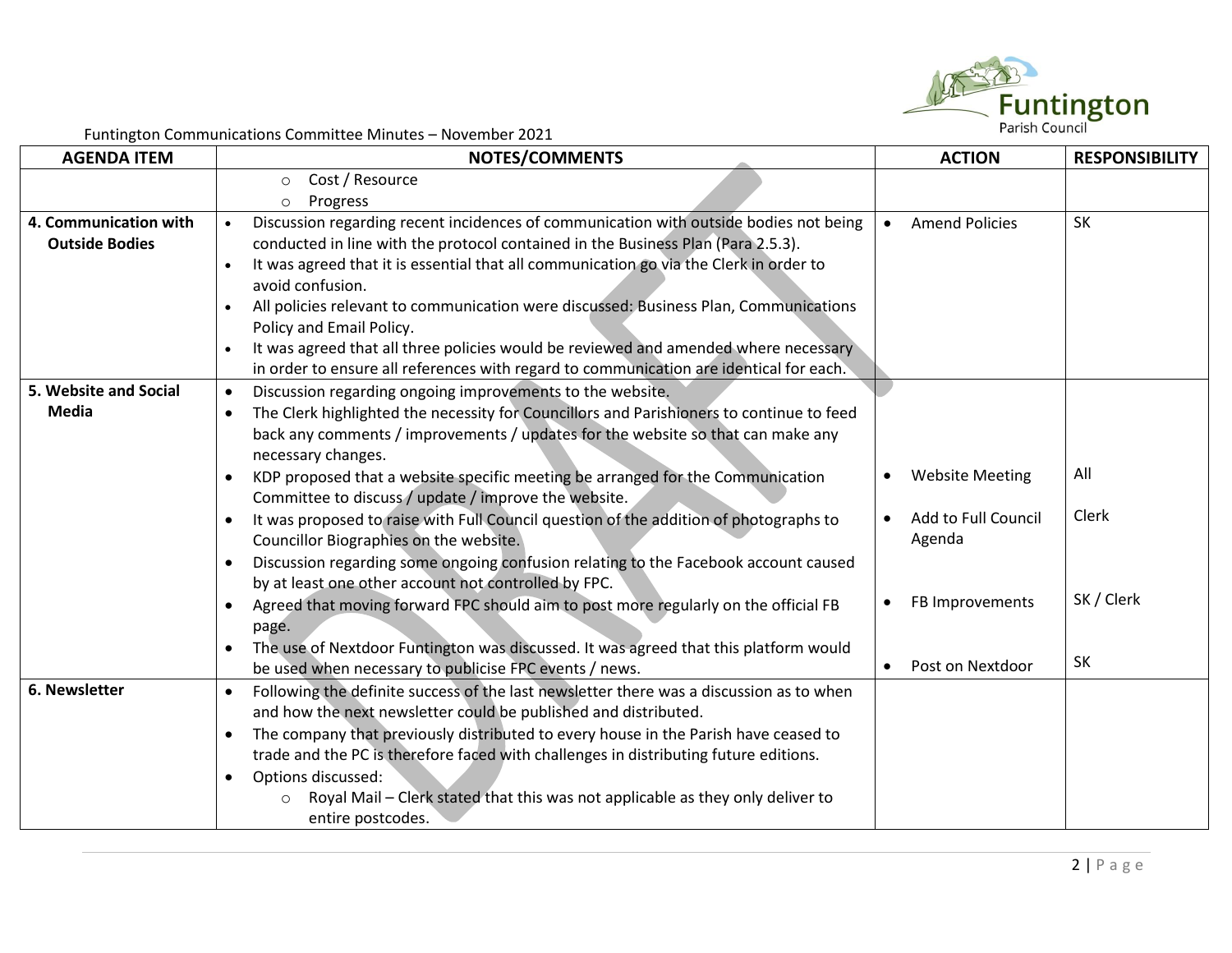Funtington Communications Committee Minutes – November 2021

| AGENDA ITEM | NOTES/COMMENTS | ACTION | RESPONSIBILITY |
|---|---|---|---|
| | ○ Cost / Resource<br>○ Progress | | |
| **4. Communication with Outside Bodies** | • Discussion regarding recent incidences of communication with outside bodies not being conducted in line with the protocol contained in the Business Plan (Para 2.5.3).<br>• It was agreed that it is essential that all communication go via the Clerk in order to avoid confusion.<br>• All policies relevant to communication were discussed: Business Plan, Communications Policy and Email Policy.<br>• It was agreed that all three policies would be reviewed and amended where necessary in order to ensure all references with regard to communication are identical for each. | • Amend Policies | SK |
| **5. Website and Social Media** | • Discussion regarding ongoing improvements to the website.<br>• The Clerk highlighted the necessity for Councillors and Parishioners to continue to feed back any comments / improvements / updates for the website so that can make any necessary changes.<br>• KDP proposed that a website specific meeting be arranged for the Communication Committee to discuss / update / improve the website.<br>• It was proposed to raise with Full Council question of the addition of photographs to Councillor Biographies on the website.<br>• Discussion regarding some ongoing confusion relating to the Facebook account caused by at least one other account not controlled by FPC.<br>• Agreed that moving forward FPC should aim to post more regularly on the official FB page.<br>• The use of Nextdoor Funtington was discussed. It was agreed that this platform would be used when necessary to publicise FPC events / news. | • Website Meeting<br>• Add to Full Council Agenda<br>• FB Improvements<br>• Post on Nextdoor | All<br>Clerk<br>SK / Clerk<br>SK |
| **6. Newsletter** | • Following the definite success of the last newsletter there was a discussion as to when and how the next newsletter could be published and distributed.<br>• The company that previously distributed to every house in the Parish have ceased to trade and the PC is therefore faced with challenges in distributing future editions.<br>• Options discussed:<br>○ Royal Mail – Clerk stated that this was not applicable as they only deliver to entire postcodes. | | |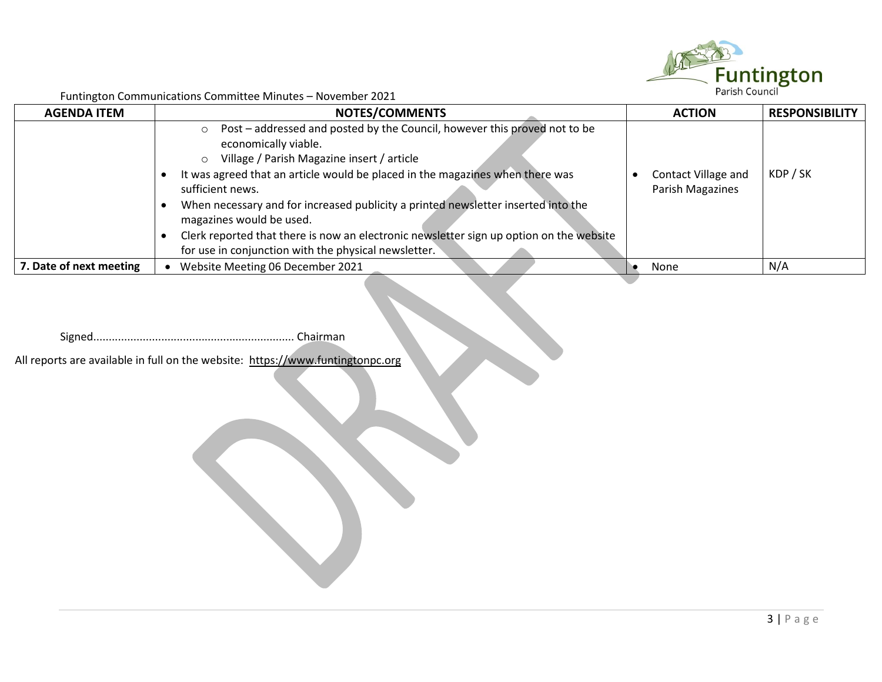Funtington Communications Committee Minutes – November 2021

| AGENDA ITEM | NOTES/COMMENTS | ACTION | RESPONSIBILITY |
|---|---|---|---|
| | ○ Post – addressed and posted by the Council, however this proved not to be economically viable.<br>○ Village / Parish Magazine insert / article<br>• It was agreed that an article would be placed in the magazines when there was sufficient news.<br>• When necessary and for increased publicity a printed newsletter inserted into the magazines would be used.<br>• Clerk reported that there is now an electronic newsletter sign up option on the website for use in conjunction with the physical newsletter. | • Contact Village and Parish Magazines | KDP / SK |
| **7. Date of next meeting** | • Website Meeting 06 December 2021 | • None | N/A |

Signed................................................................ Chairman

All reports are available in full on the website: https://www.funtingtonpc.org